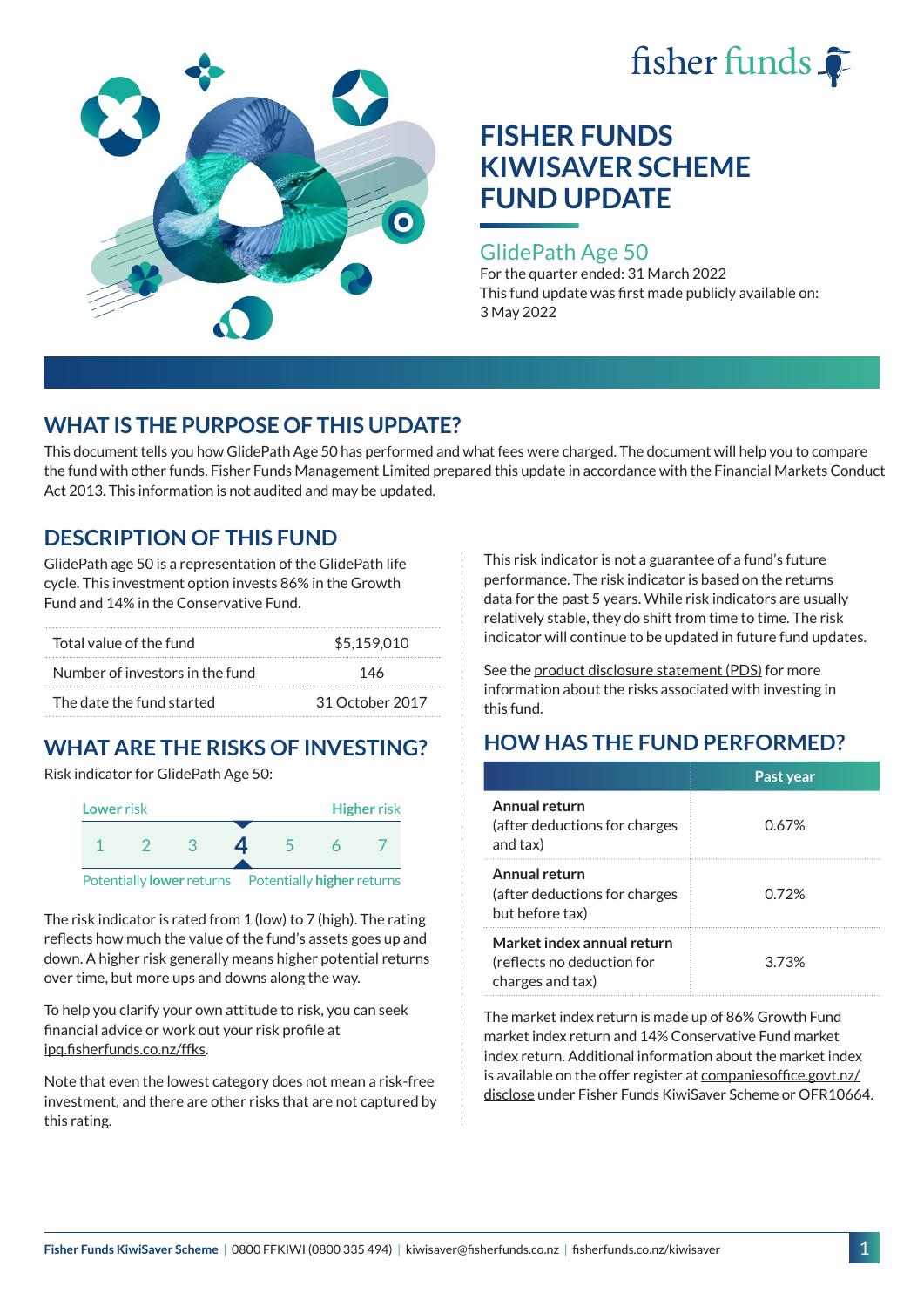# FISHER FUNDS KIWISAVER SCHEME FUND UPDATE

## GlidePath Age 50

For the quarter ended: 31 March 2022

This fund update was first made publicly available on: 3 May 2022

## WHAT IS THE PURPOSE OF THIS UPDATE?

This document tells you how GlidePath Age 50 has performed and what fees were charged. The document will help you to compare the fund with other funds. Fisher Funds Management Limited prepared this update in accordance with the Financial Markets Conduct Act 2013. This information is not audited and may be updated.

## DESCRIPTION OF THIS FUND

GlidePath age 50 is a representation of the GlidePath life cycle. This investment option invests 86% in the Growth Fund and 14% in the Conservative Fund.

| | |
|---|---|
| Total value of the fund | $5,159,010 |
| Number of investors in the fund | 146 |
| The date the fund started | 31 October 2017 |

## WHAT ARE THE RISKS OF INVESTING?

Risk indicator for GlidePath Age 50:

Lower risk — Higher risk

1 | 2 | 3 | **4** | 5 | 6 | 7

Potentially **lower** returns — Potentially **higher** returns

The risk indicator is rated from 1 (low) to 7 (high). The rating reflects how much the value of the fund's assets goes up and down. A higher risk generally means higher potential returns over time, but more ups and downs along the way.

To help you clarify your own attitude to risk, you can seek financial advice or work out your risk profile at ipq.fisherfunds.co.nz/ffks.

Note that even the lowest category does not mean a risk-free investment, and there are other risks that are not captured by this rating.

This risk indicator is not a guarantee of a fund's future performance. The risk indicator is based on the returns data for the past 5 years. While risk indicators are usually relatively stable, they do shift from time to time. The risk indicator will continue to be updated in future fund updates.

See the product disclosure statement (PDS) for more information about the risks associated with investing in this fund.

## HOW HAS THE FUND PERFORMED?

| | Past year |
|---|---|
| **Annual return** (after deductions for charges and tax) | 0.67% |
| **Annual return** (after deductions for charges but before tax) | 0.72% |
| **Market index annual return** (reflects no deduction for charges and tax) | 3.73% |

The market index return is made up of 86% Growth Fund market index return and 14% Conservative Fund market index return. Additional information about the market index is available on the offer register at companiesoffice.govt.nz/disclose under Fisher Funds KiwiSaver Scheme or OFR10664.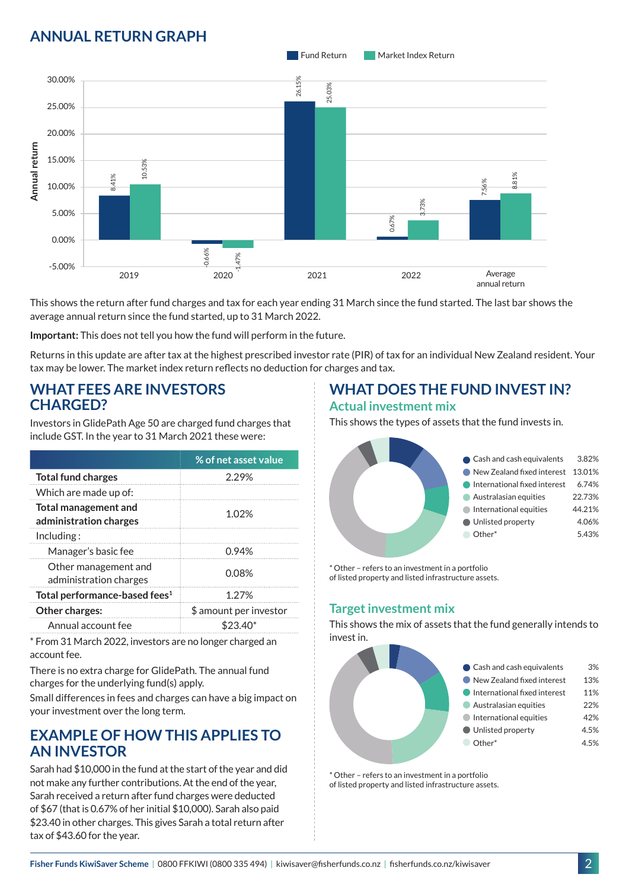## ANNUAL RETURN GRAPH

| | Fund Return | Market Index Return |
|---|---|---|
| 2019 | 8.41% | 10.53% |
| 2020 | -0.66% | -1.47% |
| 2021 | 26.15% | 25.03% |
| 2022 | 0.67% | 3.73% |
| Average annual return | 7.56% | 8.81% |

This shows the return after fund charges and tax for each year ending 31 March since the fund started. The last bar shows the average annual return since the fund started, up to 31 March 2022.

**Important:** This does not tell you how the fund will perform in the future.

Returns in this update are after tax at the highest prescribed investor rate (PIR) of tax for an individual New Zealand resident. Your tax may be lower. The market index return reflects no deduction for charges and tax.

## WHAT FEES ARE INVESTORS CHARGED?

Investors in GlidePath Age 50 are charged fund charges that include GST. In the year to 31 March 2021 these were:

| | % of net asset value |
|---|---|
| **Total fund charges** | 2.29% |
| Which are made up of: | |
| **Total management and administration charges** | 1.02% |
| Including : | |
| Manager's basic fee | 0.94% |
| Other management and administration charges | 0.08% |
| **Total performance-based fees**[1] | 1.27% |
| **Other charges:** | $ amount per investor |
| Annual account fee | $23.40* |

* From 31 March 2022, investors are no longer charged an account fee.

There is no extra charge for GlidePath. The annual fund charges for the underlying fund(s) apply.

Small differences in fees and charges can have a big impact on your investment over the long term.

## EXAMPLE OF HOW THIS APPLIES TO AN INVESTOR

Sarah had $10,000 in the fund at the start of the year and did not make any further contributions. At the end of the year, Sarah received a return after fund charges were deducted of $67 (that is 0.67% of her initial $10,000). Sarah also paid $23.40 in other charges. This gives Sarah a total return after tax of $43.60 for the year.

## WHAT DOES THE FUND INVEST IN?

### Actual investment mix

This shows the types of assets that the fund invests in.

| Asset | % |
|---|---|
| Cash and cash equivalents | 3.82% |
| New Zealand fixed interest | 13.01% |
| International fixed interest | 6.74% |
| Australasian equities | 22.73% |
| International equities | 44.21% |
| Unlisted property | 4.06% |
| Other* | 5.43% |

* Other – refers to an investment in a portfolio of listed property and listed infrastructure assets.

### Target investment mix

This shows the mix of assets that the fund generally intends to invest in.

| Asset | % |
|---|---|
| Cash and cash equivalents | 3% |
| New Zealand fixed interest | 13% |
| International fixed interest | 11% |
| Australasian equities | 22% |
| International equities | 42% |
| Unlisted property | 4.5% |
| Other* | 4.5% |

* Other – refers to an investment in a portfolio of listed property and listed infrastructure assets.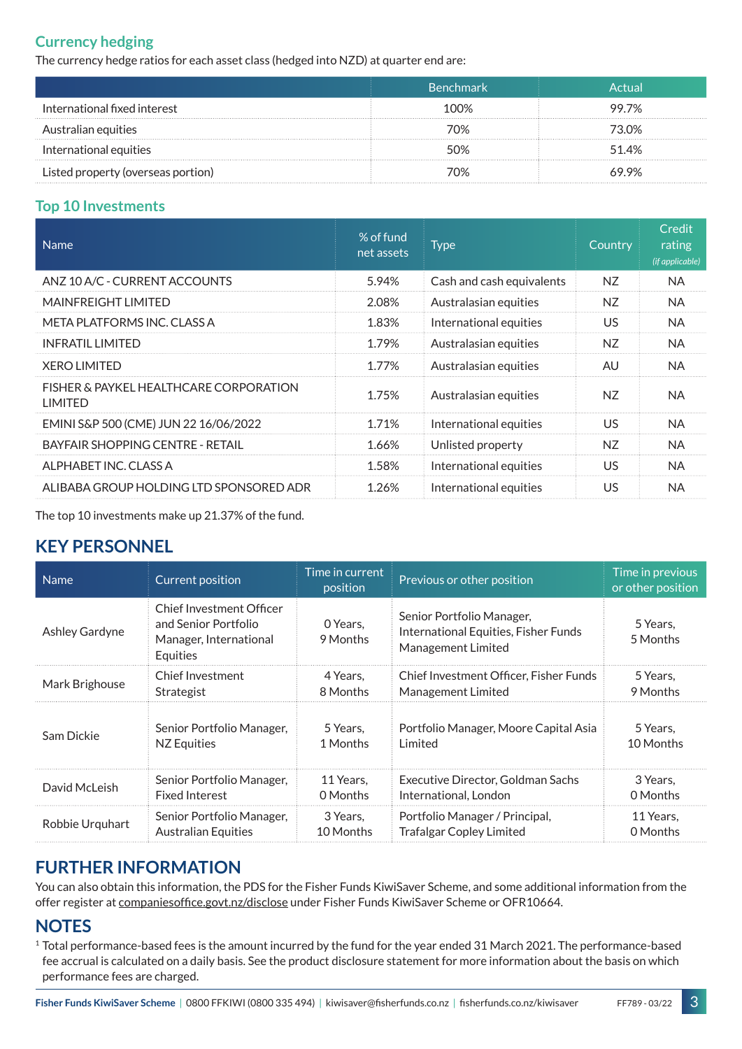## Currency hedging

The currency hedge ratios for each asset class (hedged into NZD) at quarter end are:

| | Benchmark | Actual |
|---|---|---|
| International fixed interest | 100% | 99.7% |
| Australian equities | 70% | 73.0% |
| International equities | 50% | 51.4% |
| Listed property (overseas portion) | 70% | 69.9% |

## Top 10 Investments

| Name | % of fund net assets | Type | Country | Credit rating *(if applicable)* |
|---|---|---|---|---|
| ANZ 10 A/C - CURRENT ACCOUNTS | 5.94% | Cash and cash equivalents | NZ | NA |
| MAINFREIGHT LIMITED | 2.08% | Australasian equities | NZ | NA |
| META PLATFORMS INC. CLASS A | 1.83% | International equities | US | NA |
| INFRATIL LIMITED | 1.79% | Australasian equities | NZ | NA |
| XERO LIMITED | 1.77% | Australasian equities | AU | NA |
| FISHER & PAYKEL HEALTHCARE CORPORATION LIMITED | 1.75% | Australasian equities | NZ | NA |
| EMINI S&P 500 (CME) JUN 22 16/06/2022 | 1.71% | International equities | US | NA |
| BAYFAIR SHOPPING CENTRE - RETAIL | 1.66% | Unlisted property | NZ | NA |
| ALPHABET INC. CLASS A | 1.58% | International equities | US | NA |
| ALIBABA GROUP HOLDING LTD SPONSORED ADR | 1.26% | International equities | US | NA |

The top 10 investments make up 21.37% of the fund.

# KEY PERSONNEL

| Name | Current position | Time in current position | Previous or other position | Time in previous or other position |
|---|---|---|---|---|
| Ashley Gardyne | Chief Investment Officer and Senior Portfolio Manager, International Equities | 0 Years, 9 Months | Senior Portfolio Manager, International Equities, Fisher Funds Management Limited | 5 Years, 5 Months |
| Mark Brighouse | Chief Investment Strategist | 4 Years, 8 Months | Chief Investment Officer, Fisher Funds Management Limited | 5 Years, 9 Months |
| Sam Dickie | Senior Portfolio Manager, NZ Equities | 5 Years, 1 Months | Portfolio Manager, Moore Capital Asia Limited | 5 Years, 10 Months |
| David McLeish | Senior Portfolio Manager, Fixed Interest | 11 Years, 0 Months | Executive Director, Goldman Sachs International, London | 3 Years, 0 Months |
| Robbie Urquhart | Senior Portfolio Manager, Australian Equities | 3 Years, 10 Months | Portfolio Manager / Principal, Trafalgar Copley Limited | 11 Years, 0 Months |

# FURTHER INFORMATION

You can also obtain this information, the PDS for the Fisher Funds KiwiSaver Scheme, and some additional information from the offer register at companiesoffice.govt.nz/disclose under Fisher Funds KiwiSaver Scheme or OFR10664.

# NOTES

[1] Total performance-based fees is the amount incurred by the fund for the year ended 31 March 2021. The performance-based fee accrual is calculated on a daily basis. See the product disclosure statement for more information about the basis on which performance fees are charged.

**Fisher Funds KiwiSaver Scheme** | 0800 FFKIWI (0800 335 494) | kiwisaver@fisherfunds.co.nz | fisherfunds.co.nz/kiwisaver FF789 - 03/22